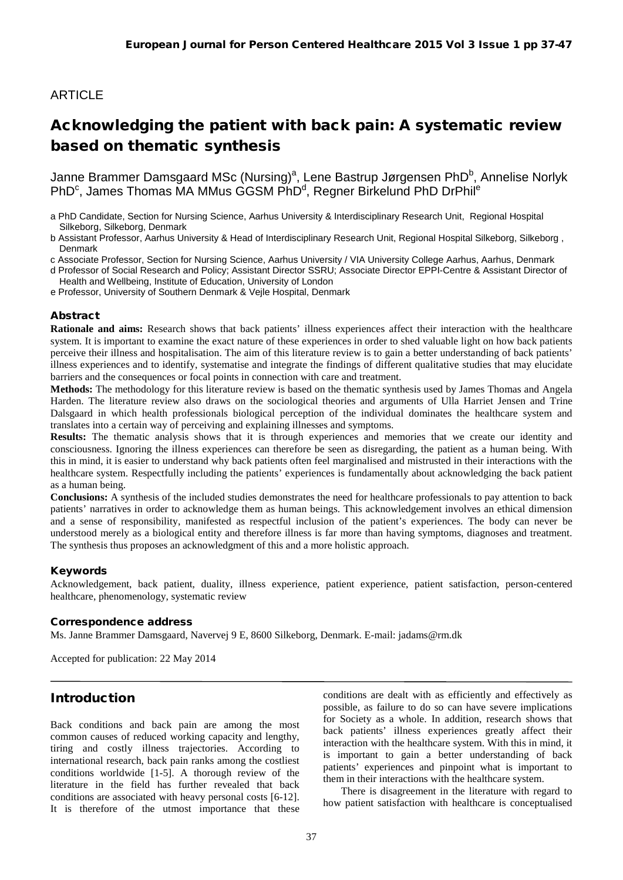ARTICLE

# Acknowledging the patient with back pain: A systematic review based on thematic synthesis

Janne Brammer Damsgaard MSc (Nursing)[a], Lene Bastrup Jørgensen PhD[b], Annelise Norlyk PhD[c], James Thomas MA MMus GGSM PhD[d], Regner Birkelund PhD DrPhil[e]

a PhD Candidate, Section for Nursing Science, Aarhus University & Interdisciplinary Research Unit, Regional Hospital Silkeborg, Silkeborg, Denmark

b Assistant Professor, Aarhus University & Head of Interdisciplinary Research Unit, Regional Hospital Silkeborg, Silkeborg , Denmark

c Associate Professor, Section for Nursing Science, Aarhus University / VIA University College Aarhus, Aarhus, Denmark

d Professor of Social Research and Policy; Assistant Director SSRU; Associate Director EPPI-Centre & Assistant Director of Health and Wellbeing, Institute of Education, University of London

e Professor, University of Southern Denmark & Vejle Hospital, Denmark

### Abstract

**Rationale and aims:** Research shows that back patients' illness experiences affect their interaction with the healthcare system. It is important to examine the exact nature of these experiences in order to shed valuable light on how back patients perceive their illness and hospitalisation. The aim of this literature review is to gain a better understanding of back patients' illness experiences and to identify, systematise and integrate the findings of different qualitative studies that may elucidate barriers and the consequences or focal points in connection with care and treatment.

**Methods:** The methodology for this literature review is based on the thematic synthesis used by James Thomas and Angela Harden. The literature review also draws on the sociological theories and arguments of Ulla Harriet Jensen and Trine Dalsgaard in which health professionals biological perception of the individual dominates the healthcare system and translates into a certain way of perceiving and explaining illnesses and symptoms.

**Results:** The thematic analysis shows that it is through experiences and memories that we create our identity and consciousness. Ignoring the illness experiences can therefore be seen as disregarding, the patient as a human being. With this in mind, it is easier to understand why back patients often feel marginalised and mistrusted in their interactions with the healthcare system. Respectfully including the patients' experiences is fundamentally about acknowledging the back patient as a human being.

**Conclusions:** A synthesis of the included studies demonstrates the need for healthcare professionals to pay attention to back patients' narratives in order to acknowledge them as human beings. This acknowledgement involves an ethical dimension and a sense of responsibility, manifested as respectful inclusion of the patient's experiences. The body can never be understood merely as a biological entity and therefore illness is far more than having symptoms, diagnoses and treatment. The synthesis thus proposes an acknowledgment of this and a more holistic approach.

### Keywords

Acknowledgement, back patient, duality, illness experience, patient experience, patient satisfaction, person-centered healthcare, phenomenology, systematic review

### Correspondence address

Ms. Janne Brammer Damsgaard, Navervej 9 E, 8600 Silkeborg, Denmark. E-mail: jadams@rm.dk

Accepted for publication: 22 May 2014

## Introduction

Back conditions and back pain are among the most common causes of reduced working capacity and lengthy, tiring and costly illness trajectories. According to international research, back pain ranks among the costliest conditions worldwide [1-5]. A thorough review of the literature in the field has further revealed that back conditions are associated with heavy personal costs [6-12]. It is therefore of the utmost importance that these conditions are dealt with as efficiently and effectively as possible, as failure to do so can have severe implications for Society as a whole. In addition, research shows that back patients' illness experiences greatly affect their interaction with the healthcare system. With this in mind, it is important to gain a better understanding of back patients' experiences and pinpoint what is important to them in their interactions with the healthcare system.

There is disagreement in the literature with regard to how patient satisfaction with healthcare is conceptualised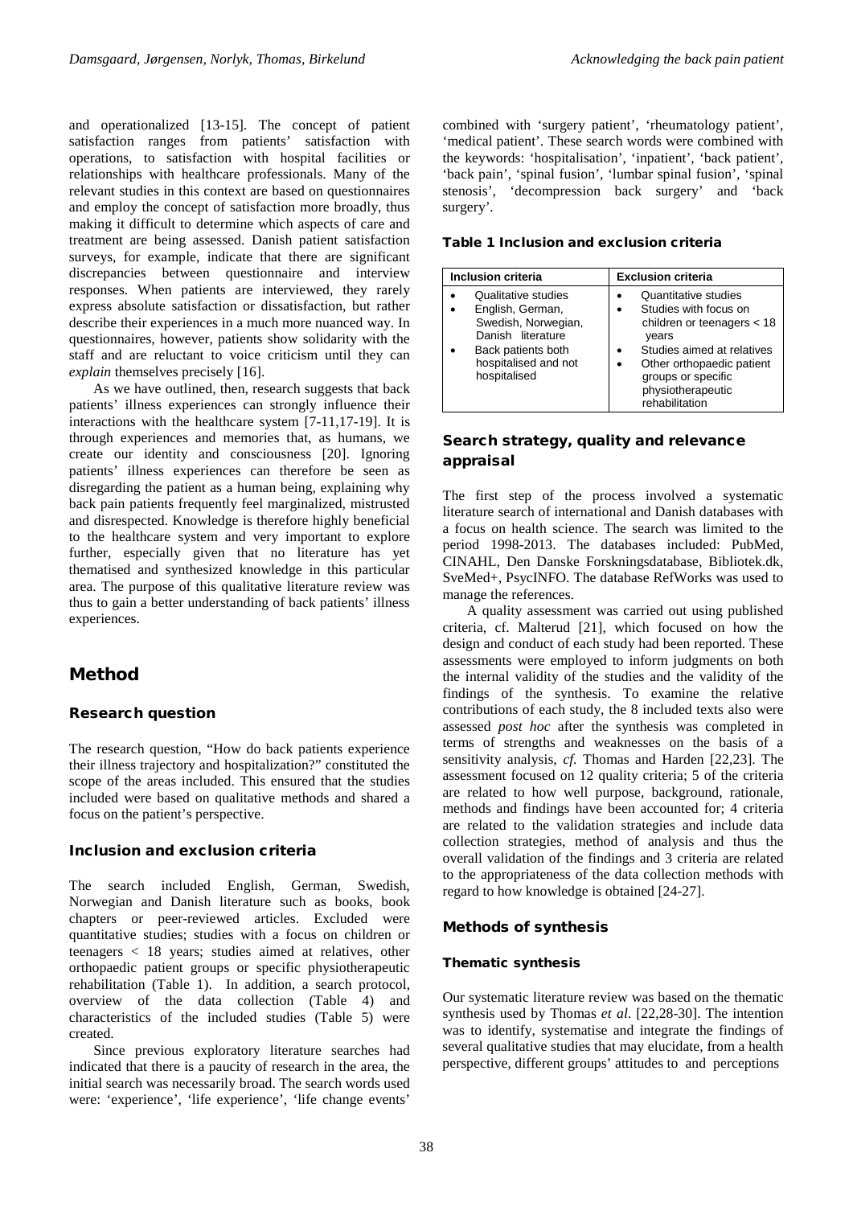and operationalized [13-15]. The concept of patient satisfaction ranges from patients' satisfaction with operations, to satisfaction with hospital facilities or relationships with healthcare professionals. Many of the relevant studies in this context are based on questionnaires and employ the concept of satisfaction more broadly, thus making it difficult to determine which aspects of care and treatment are being assessed. Danish patient satisfaction surveys, for example, indicate that there are significant discrepancies between questionnaire and interview responses. When patients are interviewed, they rarely express absolute satisfaction or dissatisfaction, but rather describe their experiences in a much more nuanced way. In questionnaires, however, patients show solidarity with the staff and are reluctant to voice criticism until they can *explain* themselves precisely [16].

As we have outlined, then, research suggests that back patients' illness experiences can strongly influence their interactions with the healthcare system [7-11,17-19]. It is through experiences and memories that, as humans, we create our identity and consciousness [20]. Ignoring patients' illness experiences can therefore be seen as disregarding the patient as a human being, explaining why back pain patients frequently feel marginalized, mistrusted and disrespected. Knowledge is therefore highly beneficial to the healthcare system and very important to explore further, especially given that no literature has yet thematised and synthesized knowledge in this particular area. The purpose of this qualitative literature review was thus to gain a better understanding of back patients' illness experiences.

# Method

## Research question

The research question, "How do back patients experience their illness trajectory and hospitalization?" constituted the scope of the areas included. This ensured that the studies included were based on qualitative methods and shared a focus on the patient's perspective.

## Inclusion and exclusion criteria

The search included English, German, Swedish, Norwegian and Danish literature such as books, book chapters or peer-reviewed articles. Excluded were quantitative studies; studies with a focus on children or teenagers < 18 years; studies aimed at relatives, other orthopaedic patient groups or specific physiotherapeutic rehabilitation (Table 1). In addition, a search protocol, overview of the data collection (Table 4) and characteristics of the included studies (Table 5) were created.

Since previous exploratory literature searches had indicated that there is a paucity of research in the area, the initial search was necessarily broad. The search words used were: 'experience', 'life experience', 'life change events' combined with 'surgery patient', 'rheumatology patient', 'medical patient'. These search words were combined with the keywords: 'hospitalisation', 'inpatient', 'back patient', 'back pain', 'spinal fusion', 'lumbar spinal fusion', 'spinal stenosis', 'decompression back surgery' and 'back surgery'.

**Table 1 Inclusion and exclusion criteria**

| Inclusion criteria | Exclusion criteria |
|---|---|
| • Qualitative studies<br>• English, German, Swedish, Norwegian, Danish literature<br>• Back patients both hospitalised and not hospitalised | • Quantitative studies<br>• Studies with focus on children or teenagers < 18 years<br>• Studies aimed at relatives<br>• Other orthopaedic patient groups or specific physiotherapeutic rehabilitation |

## Search strategy, quality and relevance appraisal

The first step of the process involved a systematic literature search of international and Danish databases with a focus on health science. The search was limited to the period 1998-2013. The databases included: PubMed, CINAHL, Den Danske Forskningsdatabase, Bibliotek.dk, SveMed+, PsycINFO. The database RefWorks was used to manage the references.

A quality assessment was carried out using published criteria, cf. Malterud [21], which focused on how the design and conduct of each study had been reported. These assessments were employed to inform judgments on both the internal validity of the studies and the validity of the findings of the synthesis. To examine the relative contributions of each study, the 8 included texts also were assessed *post hoc* after the synthesis was completed in terms of strengths and weaknesses on the basis of a sensitivity analysis, *cf.* Thomas and Harden [22,23]. The assessment focused on 12 quality criteria; 5 of the criteria are related to how well purpose, background, rationale, methods and findings have been accounted for; 4 criteria are related to the validation strategies and include data collection strategies, method of analysis and thus the overall validation of the findings and 3 criteria are related to the appropriateness of the data collection methods with regard to how knowledge is obtained [24-27].

## Methods of synthesis

### Thematic synthesis

Our systematic literature review was based on the thematic synthesis used by Thomas *et al.* [22,28-30]. The intention was to identify, systematise and integrate the findings of several qualitative studies that may elucidate, from a health perspective, different groups' attitudes to and perceptions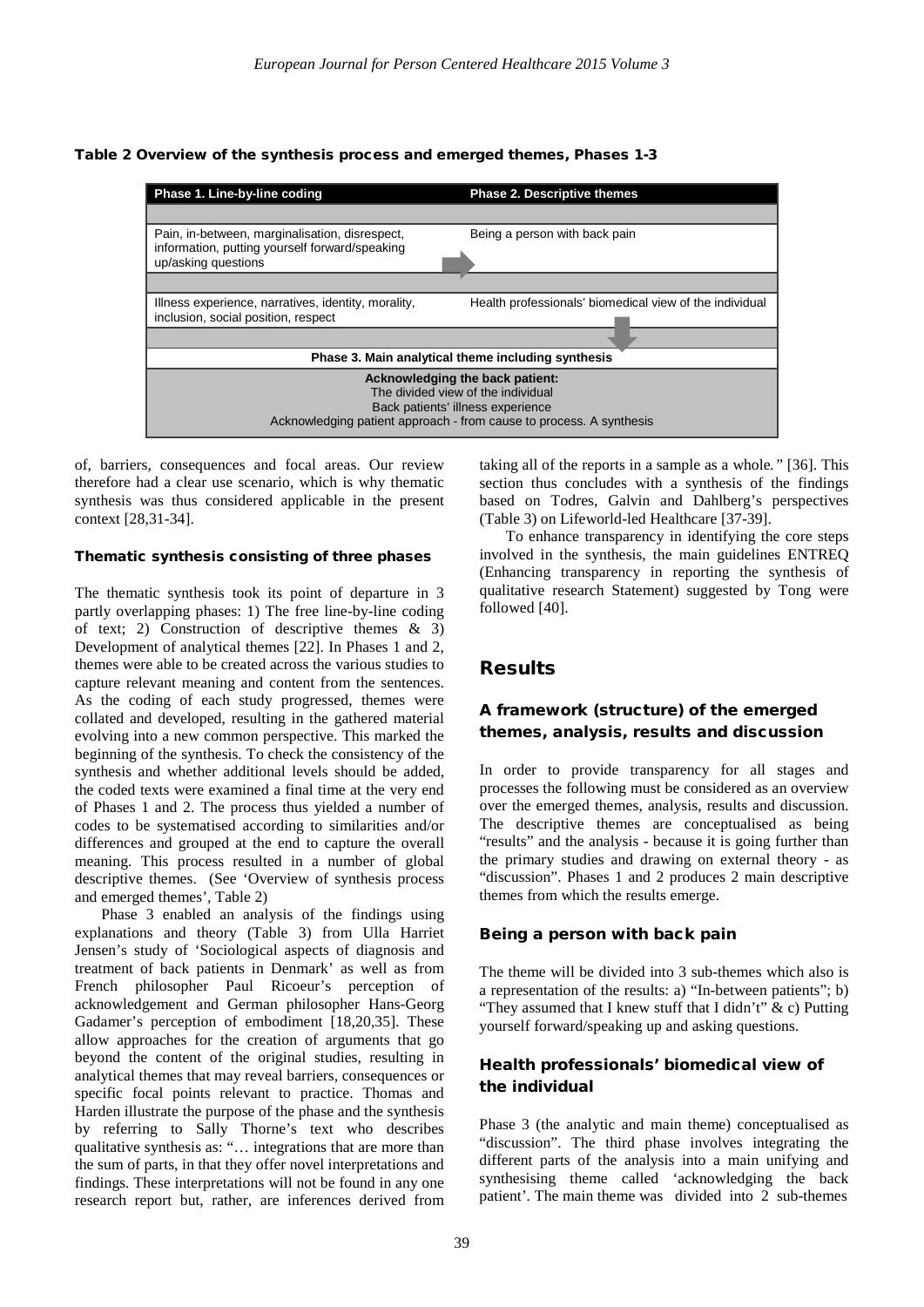**Table 2 Overview of the synthesis process and emerged themes, Phases 1-3**

| Phase 1. Line-by-line coding | Phase 2. Descriptive themes |
|---|---|
| Pain, in-between, marginalisation, disrespect, information, putting yourself forward/speaking up/asking questions | Being a person with back pain |
| Illness experience, narratives, identity, morality, inclusion, social position, respect | Health professionals' biomedical view of the individual |
| **Phase 3. Main analytical theme including synthesis** | |
| **Acknowledging the back patient:** The divided view of the individual; Back patients' illness experience; Acknowledging patient approach - from cause to process. A synthesis | |

of, barriers, consequences and focal areas. Our review therefore had a clear use scenario, which is why thematic synthesis was thus considered applicable in the present context [28,31-34].

### Thematic synthesis consisting of three phases

The thematic synthesis took its point of departure in 3 partly overlapping phases: 1) The free line-by-line coding of text; 2) Construction of descriptive themes & 3) Development of analytical themes [22]. In Phases 1 and 2, themes were able to be created across the various studies to capture relevant meaning and content from the sentences. As the coding of each study progressed, themes were collated and developed, resulting in the gathered material evolving into a new common perspective. This marked the beginning of the synthesis. To check the consistency of the synthesis and whether additional levels should be added, the coded texts were examined a final time at the very end of Phases 1 and 2. The process thus yielded a number of codes to be systematised according to similarities and/or differences and grouped at the end to capture the overall meaning. This process resulted in a number of global descriptive themes. (See 'Overview of synthesis process and emerged themes', Table 2)

Phase 3 enabled an analysis of the findings using explanations and theory (Table 3) from Ulla Harriet Jensen's study of 'Sociological aspects of diagnosis and treatment of back patients in Denmark' as well as from French philosopher Paul Ricoeur's perception of acknowledgement and German philosopher Hans-Georg Gadamer's perception of embodiment [18,20,35]. These allow approaches for the creation of arguments that go beyond the content of the original studies, resulting in analytical themes that may reveal barriers, consequences or specific focal points relevant to practice. Thomas and Harden illustrate the purpose of the phase and the synthesis by referring to Sally Thorne's text who describes qualitative synthesis as: "… integrations that are more than the sum of parts, in that they offer novel interpretations and findings. These interpretations will not be found in any one research report but, rather, are inferences derived from taking all of the reports in a sample as a whole." [36]. This section thus concludes with a synthesis of the findings based on Todres, Galvin and Dahlberg's perspectives (Table 3) on Lifeworld-led Healthcare [37-39].

To enhance transparency in identifying the core steps involved in the synthesis, the main guidelines ENTREQ (Enhancing transparency in reporting the synthesis of qualitative research Statement) suggested by Tong were followed [40].

## Results

### A framework (structure) of the emerged themes, analysis, results and discussion

In order to provide transparency for all stages and processes the following must be considered as an overview over the emerged themes, analysis, results and discussion. The descriptive themes are conceptualised as being "results" and the analysis - because it is going further than the primary studies and drawing on external theory - as "discussion". Phases 1 and 2 produces 2 main descriptive themes from which the results emerge.

### Being a person with back pain

The theme will be divided into 3 sub-themes which also is a representation of the results: a) "In-between patients"; b) "They assumed that I knew stuff that I didn't" & c) Putting yourself forward/speaking up and asking questions.

### Health professionals' biomedical view of the individual

Phase 3 (the analytic and main theme) conceptualised as "discussion". The third phase involves integrating the different parts of the analysis into a main unifying and synthesising theme called 'acknowledging the back patient'. The main theme was divided into 2 sub-themes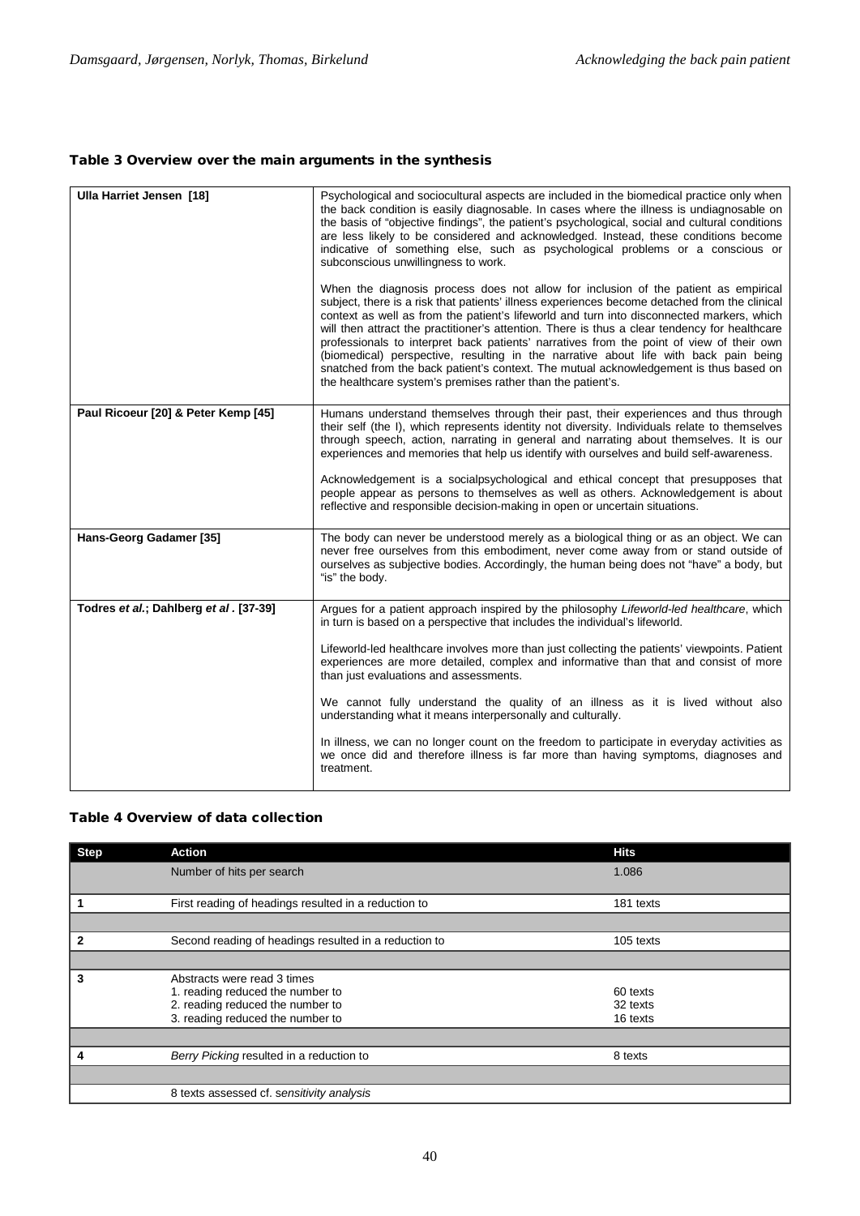### Table 3 Overview over the main arguments in the synthesis

| | |
|---|---|
| **Ulla Harriet Jensen [18]** | Psychological and sociocultural aspects are included in the biomedical practice only when the back condition is easily diagnosable. In cases where the illness is undiagnosable on the basis of "objective findings", the patient's psychological, social and cultural conditions are less likely to be considered and acknowledged. Instead, these conditions become indicative of something else, such as psychological problems or a conscious or subconscious unwillingness to work.<br><br>When the diagnosis process does not allow for inclusion of the patient as empirical subject, there is a risk that patients' illness experiences become detached from the clinical context as well as from the patient's lifeworld and turn into disconnected markers, which will then attract the practitioner's attention. There is thus a clear tendency for healthcare professionals to interpret back patients' narratives from the point of view of their own (biomedical) perspective, resulting in the narrative about life with back pain being snatched from the back patient's context. The mutual acknowledgement is thus based on the healthcare system's premises rather than the patient's. |
| **Paul Ricoeur [20] & Peter Kemp [45]** | Humans understand themselves through their past, their experiences and thus through their self (the I), which represents identity not diversity. Individuals relate to themselves through speech, action, narrating in general and narrating about themselves. It is our experiences and memories that help us identify with ourselves and build self-awareness.<br><br>Acknowledgement is a socialpsychological and ethical concept that presupposes that people appear as persons to themselves as well as others. Acknowledgement is about reflective and responsible decision-making in open or uncertain situations. |
| **Hans-Georg Gadamer [35]** | The body can never be understood merely as a biological thing or as an object. We can never free ourselves from this embodiment, never come away from or stand outside of ourselves as subjective bodies. Accordingly, the human being does not "have" a body, but "is" the body. |
| **Todres *et al.*; Dahlberg *et al*. [37-39]** | Argues for a patient approach inspired by the philosophy *Lifeworld-led healthcare*, which in turn is based on a perspective that includes the individual's lifeworld.<br><br>Lifeworld-led healthcare involves more than just collecting the patients' viewpoints. Patient experiences are more detailed, complex and informative than that and consist of more than just evaluations and assessments.<br><br>We cannot fully understand the quality of an illness as it is lived without also understanding what it means interpersonally and culturally.<br><br>In illness, we can no longer count on the freedom to participate in everyday activities as we once did and therefore illness is far more than having symptoms, diagnoses and treatment. |

### Table 4 Overview of data collection

| Step | Action | Hits |
|---|---|---|
| | Number of hits per search | 1.086 |
| 1 | First reading of headings resulted in a reduction to | 181 texts |
| 2 | Second reading of headings resulted in a reduction to | 105 texts |
| 3 | Abstracts were read 3 times<br>1. reading reduced the number to<br>2. reading reduced the number to<br>3. reading reduced the number to | <br>60 texts<br>32 texts<br>16 texts |
| 4 | *Berry Picking* resulted in a reduction to | 8 texts |
| | 8 texts assessed cf. s*ensitivity analysis* | |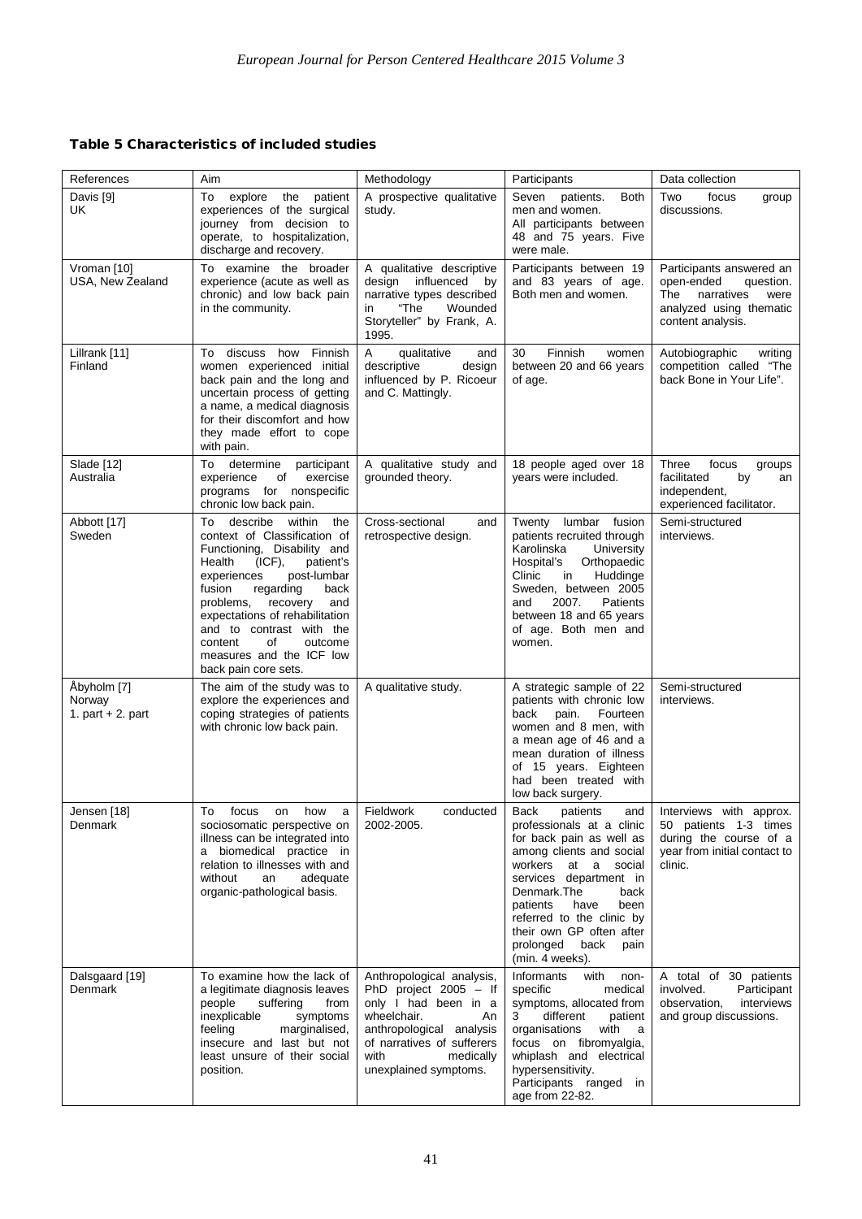**Table 5 Characteristics of included studies**

| References | Aim | Methodology | Participants | Data collection |
|---|---|---|---|---|
| Davis [9] UK | To explore the patient experiences of the surgical journey from decision to operate, to hospitalization, discharge and recovery. | A prospective qualitative study. | Seven patients. Both men and women. All participants between 48 and 75 years. Five were male. | Two focus group discussions. |
| Vroman [10] USA, New Zealand | To examine the broader experience (acute as well as chronic) and low back pain in the community. | A qualitative descriptive design influenced by narrative types described in "The Wounded Storyteller" by Frank, A. 1995. | Participants between 19 and 83 years of age. Both men and women. | Participants answered an open-ended question. The narratives were analyzed using thematic content analysis. |
| Lillrank [11] Finland | To discuss how Finnish women experienced initial back pain and the long and uncertain process of getting a name, a medical diagnosis for their discomfort and how they made effort to cope with pain. | A qualitative and descriptive design influenced by P. Ricoeur and C. Mattingly. | 30 Finnish women between 20 and 66 years of age. | Autobiographic writing competition called "The back Bone in Your Life". |
| Slade [12] Australia | To determine participant experience of exercise programs for nonspecific chronic low back pain. | A qualitative study and grounded theory. | 18 people aged over 18 years were included. | Three focus groups facilitated by an independent, experienced facilitator. |
| Abbott [17] Sweden | To describe within the context of Classification of Functioning, Disability and Health (ICF), patient's experiences post-lumbar fusion regarding back problems, recovery and expectations of rehabilitation and to contrast with the content of outcome measures and the ICF low back pain core sets. | Cross-sectional and retrospective design. | Twenty lumbar fusion patients recruited through Karolinska University Hospital's Orthopaedic Clinic in Huddinge Sweden, between 2005 and 2007. Patients between 18 and 65 years of age. Both men and women. | Semi-structured interviews. |
| Åbyholm [7] Norway 1. part + 2. part | The aim of the study was to explore the experiences and coping strategies of patients with chronic low back pain. | A qualitative study. | A strategic sample of 22 patients with chronic low back pain. Fourteen women and 8 men, with a mean age of 46 and a mean duration of illness of 15 years. Eighteen had been treated with low back surgery. | Semi-structured interviews. |
| Jensen [18] Denmark | To focus on how a sociosomatic perspective on illness can be integrated into a biomedical practice in relation to illnesses with and without an adequate organic-pathological basis. | Fieldwork conducted 2002-2005. | Back patients and professionals at a clinic for back pain as well as among clients and social workers at a social services department in Denmark.The back patients have been referred to the clinic by their own GP often after prolonged back pain (min. 4 weeks). | Interviews with approx. 50 patients 1-3 times during the course of a year from initial contact to clinic. |
| Dalsgaard [19] Denmark | To examine how the lack of a legitimate diagnosis leaves people suffering from inexplicable symptoms feeling marginalised, insecure and last but not least unsure of their social position. | Anthropological analysis, PhD project 2005 – If only I had been in a wheelchair. An anthropological analysis of narratives of sufferers with medically unexplained symptoms. | Informants with non-specific medical symptoms, allocated from 3 different patient organisations with a focus on fibromyalgia, whiplash and electrical hypersensitivity. Participants ranged in age from 22-82. | A total of 30 patients involved. Participant observation, interviews and group discussions. |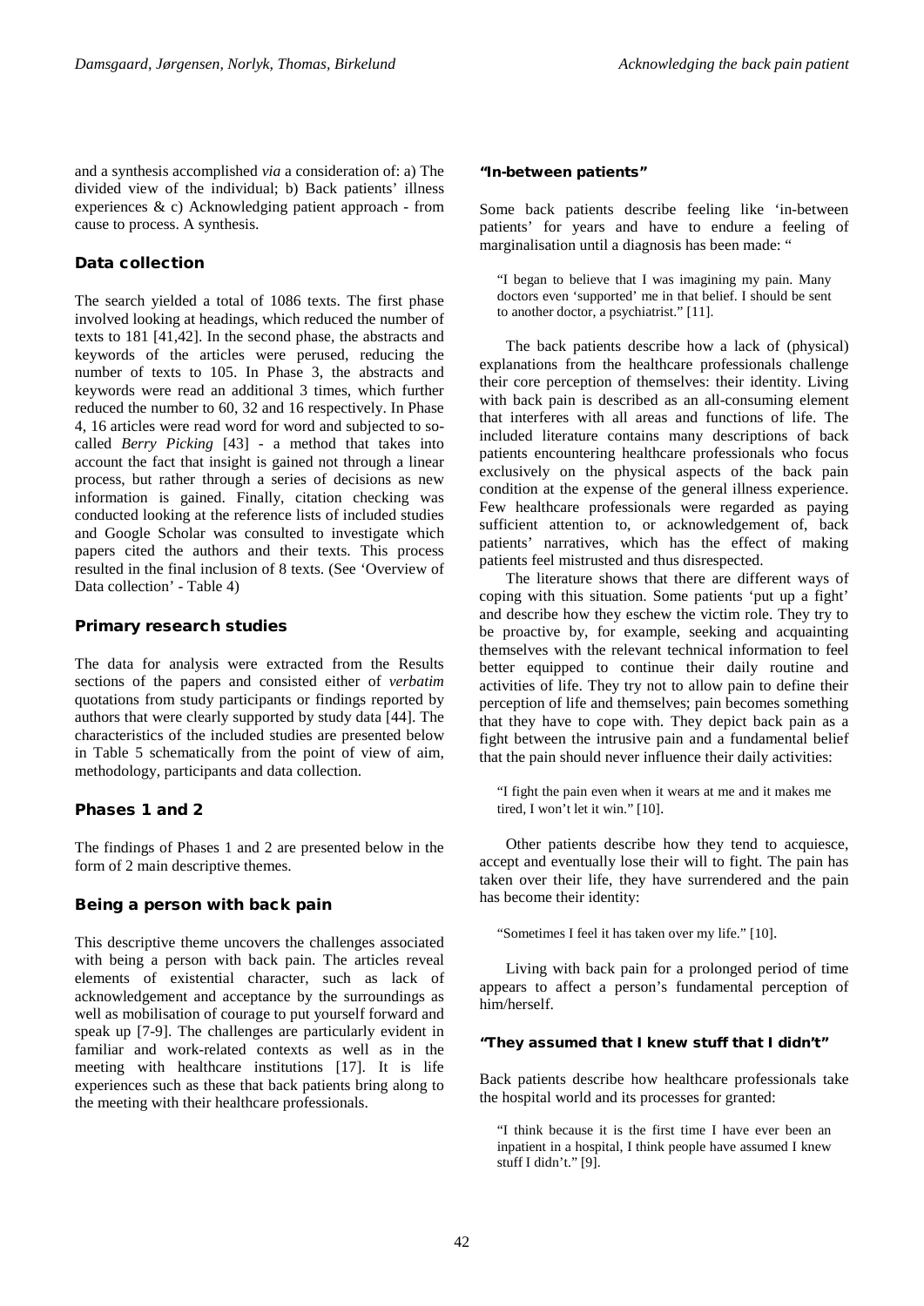and a synthesis accomplished *via* a consideration of: a) The divided view of the individual; b) Back patients' illness experiences & c) Acknowledging patient approach - from cause to process. A synthesis.

## Data collection

The search yielded a total of 1086 texts. The first phase involved looking at headings, which reduced the number of texts to 181 [41,42]. In the second phase, the abstracts and keywords of the articles were perused, reducing the number of texts to 105. In Phase 3, the abstracts and keywords were read an additional 3 times, which further reduced the number to 60, 32 and 16 respectively. In Phase 4, 16 articles were read word for word and subjected to so-called *Berry Picking* [43] - a method that takes into account the fact that insight is gained not through a linear process, but rather through a series of decisions as new information is gained. Finally, citation checking was conducted looking at the reference lists of included studies and Google Scholar was consulted to investigate which papers cited the authors and their texts. This process resulted in the final inclusion of 8 texts. (See 'Overview of Data collection' - Table 4)

## Primary research studies

The data for analysis were extracted from the Results sections of the papers and consisted either of *verbatim* quotations from study participants or findings reported by authors that were clearly supported by study data [44]. The characteristics of the included studies are presented below in Table 5 schematically from the point of view of aim, methodology, participants and data collection.

## Phases 1 and 2

The findings of Phases 1 and 2 are presented below in the form of 2 main descriptive themes.

## Being a person with back pain

This descriptive theme uncovers the challenges associated with being a person with back pain. The articles reveal elements of existential character, such as lack of acknowledgement and acceptance by the surroundings as well as mobilisation of courage to put yourself forward and speak up [7-9]. The challenges are particularly evident in familiar and work-related contexts as well as in the meeting with healthcare institutions [17]. It is life experiences such as these that back patients bring along to the meeting with their healthcare professionals.

### "In-between patients"

Some back patients describe feeling like 'in-between patients' for years and have to endure a feeling of marginalisation until a diagnosis has been made: "

> "I began to believe that I was imagining my pain. Many doctors even 'supported' me in that belief. I should be sent to another doctor, a psychiatrist." [11].

The back patients describe how a lack of (physical) explanations from the healthcare professionals challenge their core perception of themselves: their identity. Living with back pain is described as an all-consuming element that interferes with all areas and functions of life. The included literature contains many descriptions of back patients encountering healthcare professionals who focus exclusively on the physical aspects of the back pain condition at the expense of the general illness experience. Few healthcare professionals were regarded as paying sufficient attention to, or acknowledgement of, back patients' narratives, which has the effect of making patients feel mistrusted and thus disrespected.

The literature shows that there are different ways of coping with this situation. Some patients 'put up a fight' and describe how they eschew the victim role. They try to be proactive by, for example, seeking and acquainting themselves with the relevant technical information to feel better equipped to continue their daily routine and activities of life. They try not to allow pain to define their perception of life and themselves; pain becomes something that they have to cope with. They depict back pain as a fight between the intrusive pain and a fundamental belief that the pain should never influence their daily activities:

> "I fight the pain even when it wears at me and it makes me tired, I won't let it win." [10].

Other patients describe how they tend to acquiesce, accept and eventually lose their will to fight. The pain has taken over their life, they have surrendered and the pain has become their identity:

> "Sometimes I feel it has taken over my life." [10].

Living with back pain for a prolonged period of time appears to affect a person's fundamental perception of him/herself.

### "They assumed that I knew stuff that I didn't"

Back patients describe how healthcare professionals take the hospital world and its processes for granted:

> "I think because it is the first time I have ever been an inpatient in a hospital, I think people have assumed I knew stuff I didn't." [9].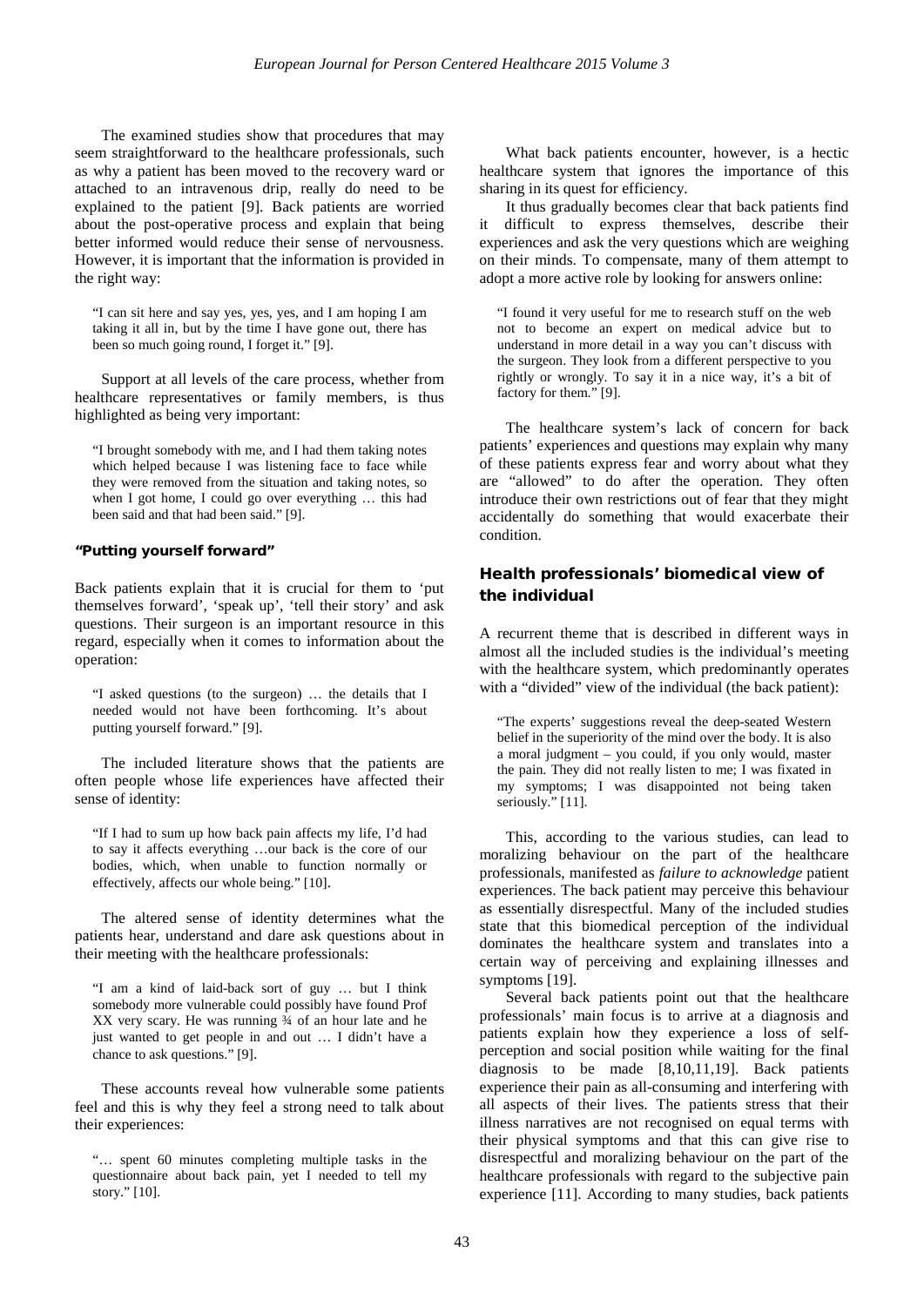The examined studies show that procedures that may seem straightforward to the healthcare professionals, such as why a patient has been moved to the recovery ward or attached to an intravenous drip, really do need to be explained to the patient [9]. Back patients are worried about the post-operative process and explain that being better informed would reduce their sense of nervousness. However, it is important that the information is provided in the right way:

> "I can sit here and say yes, yes, yes, and I am hoping I am taking it all in, but by the time I have gone out, there has been so much going round, I forget it." [9].

Support at all levels of the care process, whether from healthcare representatives or family members, is thus highlighted as being very important:

> "I brought somebody with me, and I had them taking notes which helped because I was listening face to face while they were removed from the situation and taking notes, so when I got home, I could go over everything … this had been said and that had been said." [9].

#### "Putting yourself forward"

Back patients explain that it is crucial for them to 'put themselves forward', 'speak up', 'tell their story' and ask questions. Their surgeon is an important resource in this regard, especially when it comes to information about the operation:

> "I asked questions (to the surgeon) … the details that I needed would not have been forthcoming. It's about putting yourself forward." [9].

The included literature shows that the patients are often people whose life experiences have affected their sense of identity:

> "If I had to sum up how back pain affects my life, I'd had to say it affects everything …our back is the core of our bodies, which, when unable to function normally or effectively, affects our whole being." [10].

The altered sense of identity determines what the patients hear, understand and dare ask questions about in their meeting with the healthcare professionals:

> "I am a kind of laid-back sort of guy … but I think somebody more vulnerable could possibly have found Prof XX very scary. He was running ¾ of an hour late and he just wanted to get people in and out … I didn't have a chance to ask questions." [9].

These accounts reveal how vulnerable some patients feel and this is why they feel a strong need to talk about their experiences:

> "… spent 60 minutes completing multiple tasks in the questionnaire about back pain, yet I needed to tell my story." [10].

What back patients encounter, however, is a hectic healthcare system that ignores the importance of this sharing in its quest for efficiency.

It thus gradually becomes clear that back patients find it difficult to express themselves, describe their experiences and ask the very questions which are weighing on their minds. To compensate, many of them attempt to adopt a more active role by looking for answers online:

> "I found it very useful for me to research stuff on the web not to become an expert on medical advice but to understand in more detail in a way you can't discuss with the surgeon. They look from a different perspective to you rightly or wrongly. To say it in a nice way, it's a bit of factory for them." [9].

The healthcare system's lack of concern for back patients' experiences and questions may explain why many of these patients express fear and worry about what they are "allowed" to do after the operation. They often introduce their own restrictions out of fear that they might accidentally do something that would exacerbate their condition.

### Health professionals' biomedical view of the individual

A recurrent theme that is described in different ways in almost all the included studies is the individual's meeting with the healthcare system, which predominantly operates with a "divided" view of the individual (the back patient):

> "The experts' suggestions reveal the deep-seated Western belief in the superiority of the mind over the body. It is also a moral judgment – you could, if you only would, master the pain. They did not really listen to me; I was fixated in my symptoms; I was disappointed not being taken seriously." [11].

This, according to the various studies, can lead to moralizing behaviour on the part of the healthcare professionals, manifested as *failure to acknowledge* patient experiences. The back patient may perceive this behaviour as essentially disrespectful. Many of the included studies state that this biomedical perception of the individual dominates the healthcare system and translates into a certain way of perceiving and explaining illnesses and symptoms [19].

Several back patients point out that the healthcare professionals' main focus is to arrive at a diagnosis and patients explain how they experience a loss of self-perception and social position while waiting for the final diagnosis to be made [8,10,11,19]. Back patients experience their pain as all-consuming and interfering with all aspects of their lives. The patients stress that their illness narratives are not recognised on equal terms with their physical symptoms and that this can give rise to disrespectful and moralizing behaviour on the part of the healthcare professionals with regard to the subjective pain experience [11]. According to many studies, back patients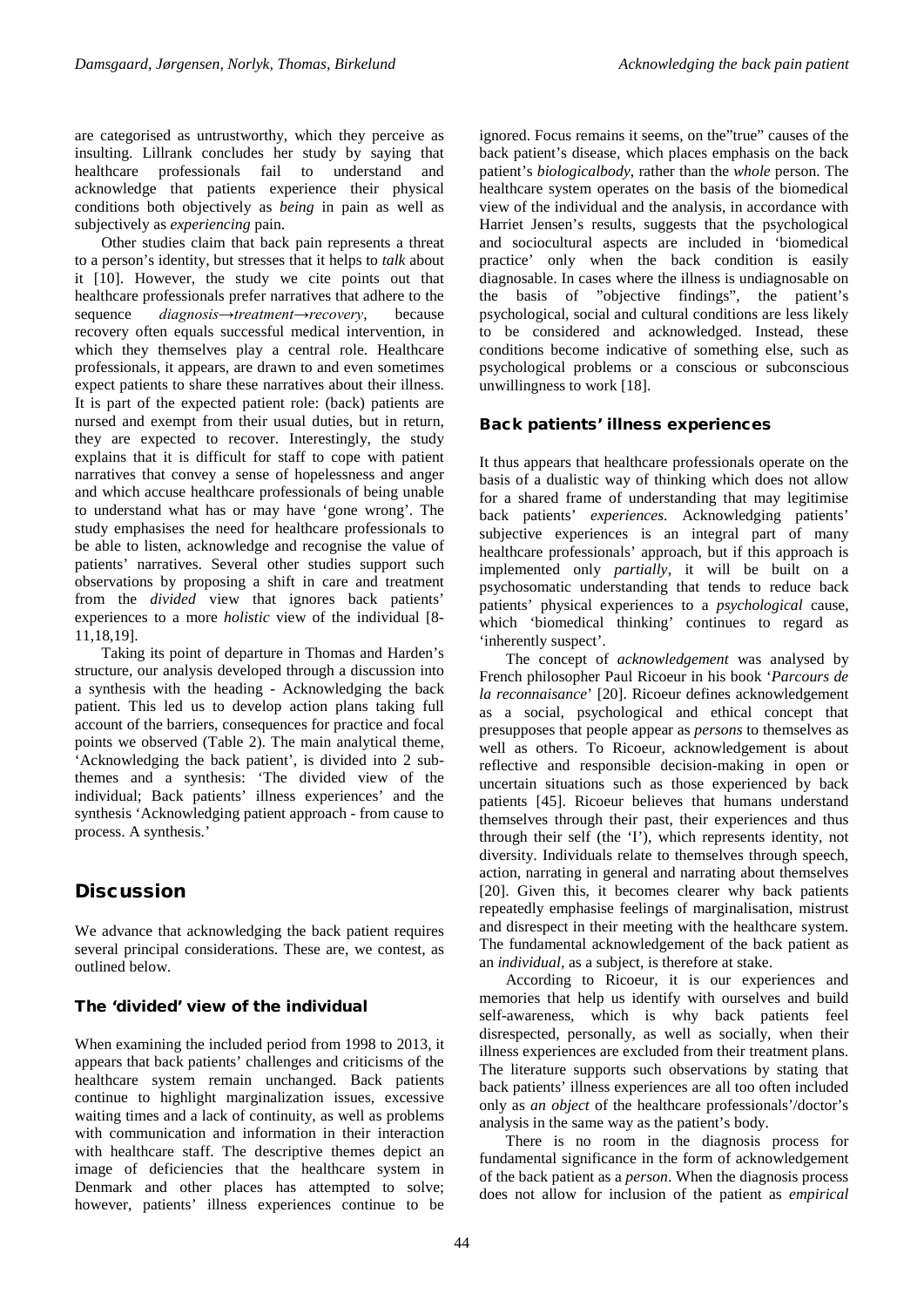are categorised as untrustworthy, which they perceive as insulting. Lillrank concludes her study by saying that healthcare professionals fail to understand and acknowledge that patients experience their physical conditions both objectively as *being* in pain as well as subjectively as *experiencing* pain.

Other studies claim that back pain represents a threat to a person's identity, but stresses that it helps to *talk* about it [10]. However, the study we cite points out that healthcare professionals prefer narratives that adhere to the sequence *diagnosis→treatment→recovery*, because recovery often equals successful medical intervention, in which they themselves play a central role. Healthcare professionals, it appears, are drawn to and even sometimes expect patients to share these narratives about their illness. It is part of the expected patient role: (back) patients are nursed and exempt from their usual duties, but in return, they are expected to recover. Interestingly, the study explains that it is difficult for staff to cope with patient narratives that convey a sense of hopelessness and anger and which accuse healthcare professionals of being unable to understand what has or may have 'gone wrong'. The study emphasises the need for healthcare professionals to be able to listen, acknowledge and recognise the value of patients' narratives. Several other studies support such observations by proposing a shift in care and treatment from the *divided* view that ignores back patients' experiences to a more *holistic* view of the individual [8-11,18,19].

Taking its point of departure in Thomas and Harden's structure, our analysis developed through a discussion into a synthesis with the heading - Acknowledging the back patient. This led us to develop action plans taking full account of the barriers, consequences for practice and focal points we observed (Table 2). The main analytical theme, 'Acknowledging the back patient', is divided into 2 sub-themes and a synthesis: 'The divided view of the individual; Back patients' illness experiences' and the synthesis 'Acknowledging patient approach - from cause to process. A synthesis.'

## Discussion

We advance that acknowledging the back patient requires several principal considerations. These are, we contest, as outlined below.

### The 'divided' view of the individual

When examining the included period from 1998 to 2013, it appears that back patients' challenges and criticisms of the healthcare system remain unchanged. Back patients continue to highlight marginalization issues, excessive waiting times and a lack of continuity, as well as problems with communication and information in their interaction with healthcare staff. The descriptive themes depict an image of deficiencies that the healthcare system in Denmark and other places has attempted to solve; however, patients' illness experiences continue to be ignored. Focus remains it seems, on the"true" causes of the back patient's disease, which places emphasis on the back patient's *biologicalbody*, rather than the *whole* person. The healthcare system operates on the basis of the biomedical view of the individual and the analysis, in accordance with Harriet Jensen's results, suggests that the psychological and sociocultural aspects are included in 'biomedical practice' only when the back condition is easily diagnosable. In cases where the illness is undiagnosable on the basis of "objective findings", the patient's psychological, social and cultural conditions are less likely to be considered and acknowledged. Instead, these conditions become indicative of something else, such as psychological problems or a conscious or subconscious unwillingness to work [18].

### Back patients' illness experiences

It thus appears that healthcare professionals operate on the basis of a dualistic way of thinking which does not allow for a shared frame of understanding that may legitimise back patients' *experiences*. Acknowledging patients' subjective experiences is an integral part of many healthcare professionals' approach, but if this approach is implemented only *partially*, it will be built on a psychosomatic understanding that tends to reduce back patients' physical experiences to a *psychological* cause, which 'biomedical thinking' continues to regard as 'inherently suspect'.

The concept of *acknowledgement* was analysed by French philosopher Paul Ricoeur in his book '*Parcours de la reconnaisance*' [20]. Ricoeur defines acknowledgement as a social, psychological and ethical concept that presupposes that people appear as *persons* to themselves as well as others. To Ricoeur, acknowledgement is about reflective and responsible decision-making in open or uncertain situations such as those experienced by back patients [45]. Ricoeur believes that humans understand themselves through their past, their experiences and thus through their self (the 'I'), which represents identity, not diversity. Individuals relate to themselves through speech, action, narrating in general and narrating about themselves [20]. Given this, it becomes clearer why back patients repeatedly emphasise feelings of marginalisation, mistrust and disrespect in their meeting with the healthcare system. The fundamental acknowledgement of the back patient as an *individual,* as a subject, is therefore at stake.

According to Ricoeur, it is our experiences and memories that help us identify with ourselves and build self-awareness, which is why back patients feel disrespected, personally, as well as socially, when their illness experiences are excluded from their treatment plans. The literature supports such observations by stating that back patients' illness experiences are all too often included only as *an object* of the healthcare professionals'/doctor's analysis in the same way as the patient's body.

There is no room in the diagnosis process for fundamental significance in the form of acknowledgement of the back patient as a *person*. When the diagnosis process does not allow for inclusion of the patient as *empirical*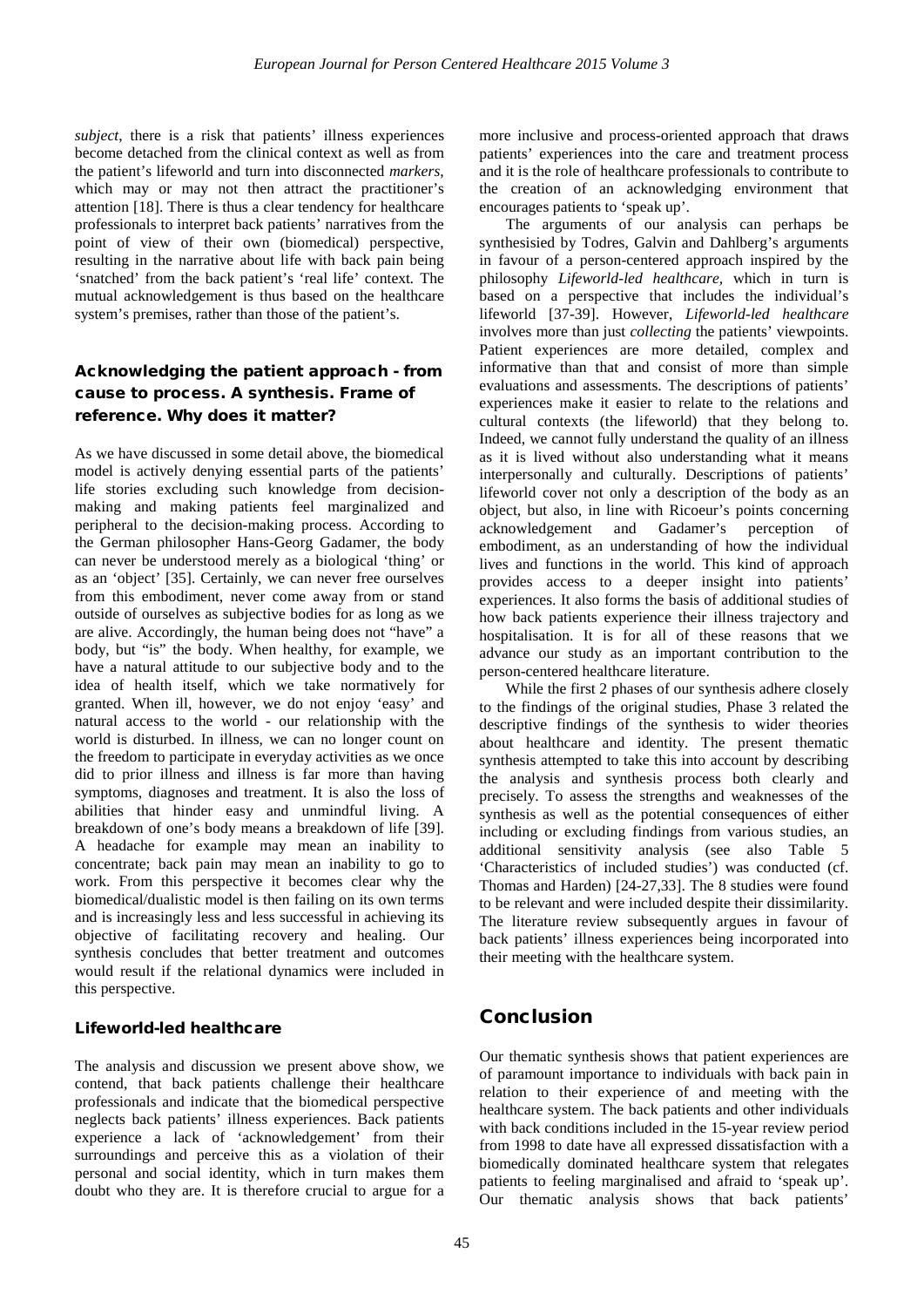*subject*, there is a risk that patients' illness experiences become detached from the clinical context as well as from the patient's lifeworld and turn into disconnected *markers*, which may or may not then attract the practitioner's attention [18]. There is thus a clear tendency for healthcare professionals to interpret back patients' narratives from the point of view of their own (biomedical) perspective, resulting in the narrative about life with back pain being 'snatched' from the back patient's 'real life' context. The mutual acknowledgement is thus based on the healthcare system's premises, rather than those of the patient's.

### Acknowledging the patient approach - from cause to process. A synthesis. Frame of reference. Why does it matter?

As we have discussed in some detail above, the biomedical model is actively denying essential parts of the patients' life stories excluding such knowledge from decision-making and making patients feel marginalized and peripheral to the decision-making process. According to the German philosopher Hans-Georg Gadamer, the body can never be understood merely as a biological 'thing' or as an 'object' [35]. Certainly, we can never free ourselves from this embodiment, never come away from or stand outside of ourselves as subjective bodies for as long as we are alive. Accordingly, the human being does not "have" a body, but "is" the body. When healthy, for example, we have a natural attitude to our subjective body and to the idea of health itself, which we take normatively for granted. When ill, however, we do not enjoy 'easy' and natural access to the world - our relationship with the world is disturbed. In illness, we can no longer count on the freedom to participate in everyday activities as we once did to prior illness and illness is far more than having symptoms, diagnoses and treatment. It is also the loss of abilities that hinder easy and unmindful living. A breakdown of one's body means a breakdown of life [39]. A headache for example may mean an inability to concentrate; back pain may mean an inability to go to work. From this perspective it becomes clear why the biomedical/dualistic model is then failing on its own terms and is increasingly less and less successful in achieving its objective of facilitating recovery and healing. Our synthesis concludes that better treatment and outcomes would result if the relational dynamics were included in this perspective.

### Lifeworld-led healthcare

The analysis and discussion we present above show, we contend, that back patients challenge their healthcare professionals and indicate that the biomedical perspective neglects back patients' illness experiences. Back patients experience a lack of 'acknowledgement' from their surroundings and perceive this as a violation of their personal and social identity, which in turn makes them doubt who they are. It is therefore crucial to argue for a more inclusive and process-oriented approach that draws patients' experiences into the care and treatment process and it is the role of healthcare professionals to contribute to the creation of an acknowledging environment that encourages patients to 'speak up'.

The arguments of our analysis can perhaps be synthesisied by Todres, Galvin and Dahlberg's arguments in favour of a person-centered approach inspired by the philosophy *Lifeworld-led healthcare,* which in turn is based on a perspective that includes the individual's lifeworld [37-39]. However, *Lifeworld-led healthcare* involves more than just *collecting* the patients' viewpoints. Patient experiences are more detailed, complex and informative than that and consist of more than simple evaluations and assessments. The descriptions of patients' experiences make it easier to relate to the relations and cultural contexts (the lifeworld) that they belong to. Indeed, we cannot fully understand the quality of an illness as it is lived without also understanding what it means interpersonally and culturally. Descriptions of patients' lifeworld cover not only a description of the body as an object, but also, in line with Ricoeur's points concerning acknowledgement and Gadamer's perception of embodiment, as an understanding of how the individual lives and functions in the world. This kind of approach provides access to a deeper insight into patients' experiences. It also forms the basis of additional studies of how back patients experience their illness trajectory and hospitalisation. It is for all of these reasons that we advance our study as an important contribution to the person-centered healthcare literature.

While the first 2 phases of our synthesis adhere closely to the findings of the original studies, Phase 3 related the descriptive findings of the synthesis to wider theories about healthcare and identity. The present thematic synthesis attempted to take this into account by describing the analysis and synthesis process both clearly and precisely. To assess the strengths and weaknesses of the synthesis as well as the potential consequences of either including or excluding findings from various studies, an additional sensitivity analysis (see also Table 5 'Characteristics of included studies') was conducted (cf. Thomas and Harden) [24-27,33]. The 8 studies were found to be relevant and were included despite their dissimilarity. The literature review subsequently argues in favour of back patients' illness experiences being incorporated into their meeting with the healthcare system.

## Conclusion

Our thematic synthesis shows that patient experiences are of paramount importance to individuals with back pain in relation to their experience of and meeting with the healthcare system. The back patients and other individuals with back conditions included in the 15-year review period from 1998 to date have all expressed dissatisfaction with a biomedically dominated healthcare system that relegates patients to feeling marginalised and afraid to 'speak up'. Our thematic analysis shows that back patients'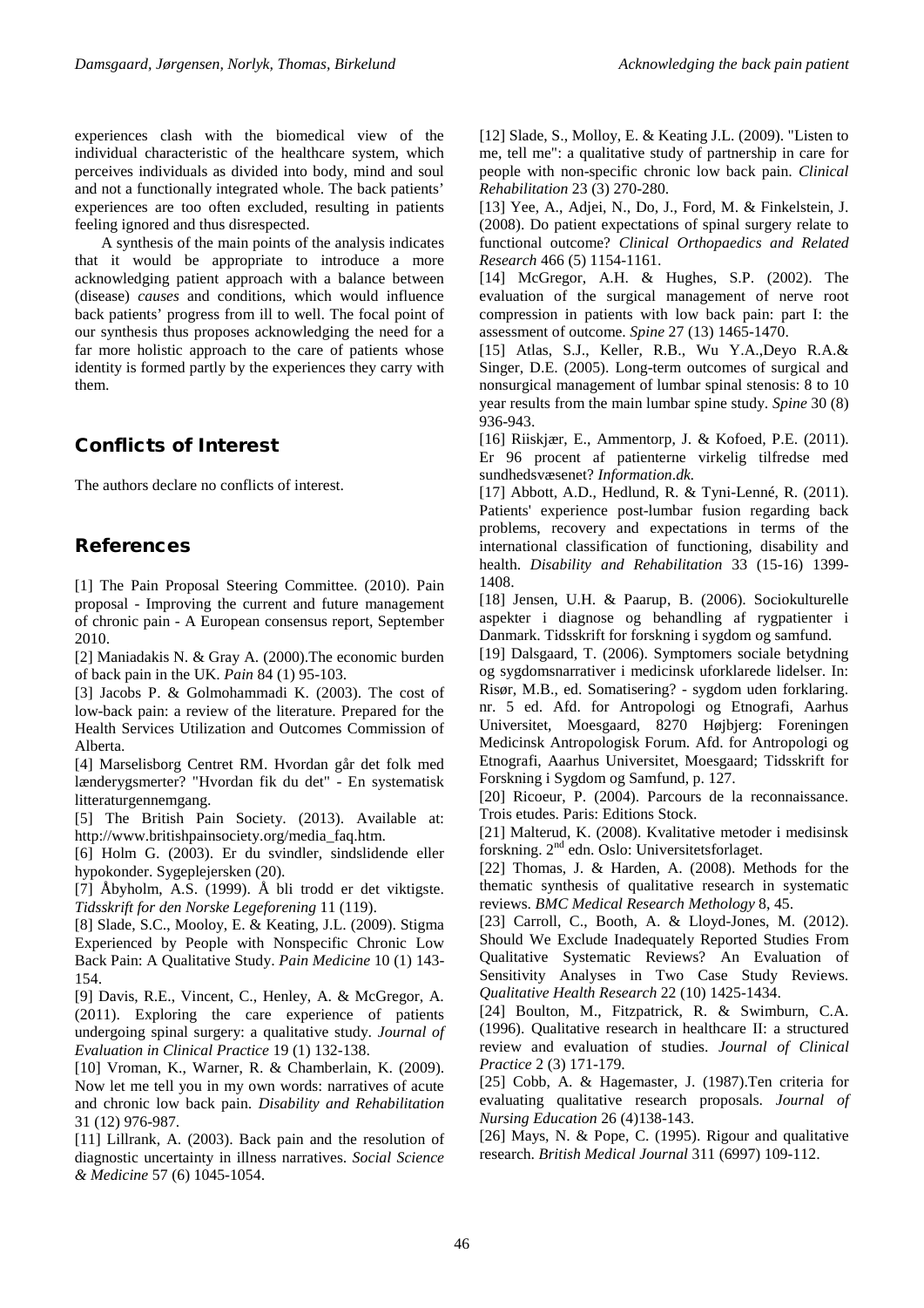experiences clash with the biomedical view of the individual characteristic of the healthcare system, which perceives individuals as divided into body, mind and soul and not a functionally integrated whole. The back patients' experiences are too often excluded, resulting in patients feeling ignored and thus disrespected.

A synthesis of the main points of the analysis indicates that it would be appropriate to introduce a more acknowledging patient approach with a balance between (disease) *causes* and conditions, which would influence back patients' progress from ill to well. The focal point of our synthesis thus proposes acknowledging the need for a far more holistic approach to the care of patients whose identity is formed partly by the experiences they carry with them.

## Conflicts of Interest

The authors declare no conflicts of interest.

## References

[1] The Pain Proposal Steering Committee. (2010). Pain proposal - Improving the current and future management of chronic pain - A European consensus report, September 2010.

[2] Maniadakis N. & Gray A. (2000).The economic burden of back pain in the UK. *Pain* 84 (1) 95-103.

[3] Jacobs P. & Golmohammadi K. (2003). The cost of low-back pain: a review of the literature. Prepared for the Health Services Utilization and Outcomes Commission of Alberta.

[4] Marselisborg Centret RM. Hvordan går det folk med lænderygsmerter? "Hvordan fik du det" - En systematisk litteraturgennemgang.

[5] The British Pain Society. (2013). Available at: http://www.britishpainsociety.org/media_faq.htm.

[6] Holm G. (2003). Er du svindler, sindslidende eller hypokonder. Sygeplejersken (20).

[7] Åbyholm, A.S. (1999). Å bli trodd er det viktigste. *Tidsskrift for den Norske Legeforening* 11 (119).

[8] Slade, S.C., Mooloy, E. & Keating, J.L. (2009). Stigma Experienced by People with Nonspecific Chronic Low Back Pain: A Qualitative Study. *Pain Medicine* 10 (1) 143-154.

[9] Davis, R.E., Vincent, C., Henley, A. & McGregor, A. (2011). Exploring the care experience of patients undergoing spinal surgery: a qualitative study. *Journal of Evaluation in Clinical Practice* 19 (1) 132-138.

[10] Vroman, K., Warner, R. & Chamberlain, K. (2009). Now let me tell you in my own words: narratives of acute and chronic low back pain. *Disability and Rehabilitation* 31 (12) 976-987.

[11] Lillrank, A. (2003). Back pain and the resolution of diagnostic uncertainty in illness narratives. *Social Science & Medicine* 57 (6) 1045-1054.

[12] Slade, S., Molloy, E. & Keating J.L. (2009). "Listen to me, tell me": a qualitative study of partnership in care for people with non-specific chronic low back pain. *Clinical Rehabilitation* 23 (3) 270-280.

[13] Yee, A., Adjei, N., Do, J., Ford, M. & Finkelstein, J. (2008). Do patient expectations of spinal surgery relate to functional outcome? *Clinical Orthopaedics and Related Research* 466 (5) 1154-1161.

[14] McGregor, A.H. & Hughes, S.P. (2002). The evaluation of the surgical management of nerve root compression in patients with low back pain: part I: the assessment of outcome. *Spine* 27 (13) 1465-1470.

[15] Atlas, S.J., Keller, R.B., Wu Y.A.,Deyo R.A.& Singer, D.E. (2005). Long-term outcomes of surgical and nonsurgical management of lumbar spinal stenosis: 8 to 10 year results from the main lumbar spine study. *Spine* 30 (8) 936-943.

[16] Riiskjær, E., Ammentorp, J. & Kofoed, P.E. (2011). Er 96 procent af patienterne virkelig tilfredse med sundhedsvæsenet? *Information.dk.*

[17] Abbott, A.D., Hedlund, R. & Tyni-Lenné, R. (2011). Patients' experience post-lumbar fusion regarding back problems, recovery and expectations in terms of the international classification of functioning, disability and health. *Disability and Rehabilitation* 33 (15-16) 1399-1408.

[18] Jensen, U.H. & Paarup, B. (2006). Sociokulturelle aspekter i diagnose og behandling af rygpatienter i Danmark. Tidsskrift for forskning i sygdom og samfund.

[19] Dalsgaard, T. (2006). Symptomers sociale betydning og sygdomsnarrativer i medicinsk uforklarede lidelser. In: Risør, M.B., ed. Somatisering? - sygdom uden forklaring. nr. 5 ed. Afd. for Antropologi og Etnografi, Aarhus Universitet, Moesgaard, 8270 Højbjerg: Foreningen Medicinsk Antropologisk Forum. Afd. for Antropologi og Etnografi, Aarhus Universitet, Moesgaard; Tidsskrift for Forskning i Sygdom og Samfund, p. 127.

[20] Ricoeur, P. (2004). Parcours de la reconnaissance. Trois etudes. Paris: Editions Stock.

[21] Malterud, K. (2008). Kvalitative metoder i medisinsk forskning. 2nd edn. Oslo: Universitetsforlaget.

[22] Thomas, J. & Harden, A. (2008). Methods for the thematic synthesis of qualitative research in systematic reviews. *BMC Medical Research Methology* 8, 45.

[23] Carroll, C., Booth, A. & Lloyd-Jones, M. (2012). Should We Exclude Inadequately Reported Studies From Qualitative Systematic Reviews? An Evaluation of Sensitivity Analyses in Two Case Study Reviews. *Qualitative Health Research* 22 (10) 1425-1434.

[24] Boulton, M., Fitzpatrick, R. & Swimburn, C.A. (1996). Qualitative research in healthcare II: a structured review and evaluation of studies. *Journal of Clinical Practice* 2 (3) 171-179.

[25] Cobb, A. & Hagemaster, J. (1987).Ten criteria for evaluating qualitative research proposals. *Journal of Nursing Education* 26 (4)138-143.

[26] Mays, N. & Pope, C. (1995). Rigour and qualitative research. *British Medical Journal* 311 (6997) 109-112.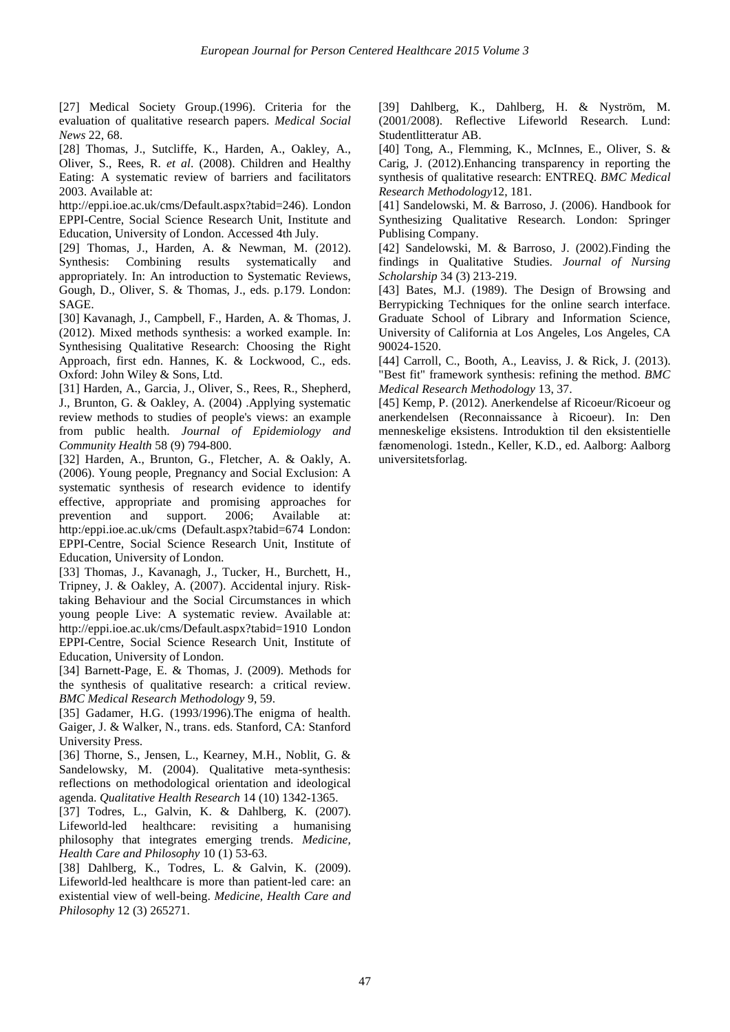[27] Medical Society Group.(1996). Criteria for the evaluation of qualitative research papers. *Medical Social News* 22, 68.

[28] Thomas, J., Sutcliffe, K., Harden, A., Oakley, A., Oliver, S., Rees, R. *et al*. (2008). Children and Healthy Eating: A systematic review of barriers and facilitators 2003. Available at: http://eppi.ioe.ac.uk/cms/Default.aspx?tabid=246). London EPPI-Centre, Social Science Research Unit, Institute and Education, University of London. Accessed 4th July.

[29] Thomas, J., Harden, A. & Newman, M. (2012). Synthesis: Combining results systematically and appropriately. In: An introduction to Systematic Reviews, Gough, D., Oliver, S. & Thomas, J., eds. p.179. London: SAGE.

[30] Kavanagh, J., Campbell, F., Harden, A. & Thomas, J. (2012). Mixed methods synthesis: a worked example. In: Synthesising Qualitative Research: Choosing the Right Approach, first edn. Hannes, K. & Lockwood, C., eds. Oxford: John Wiley & Sons, Ltd.

[31] Harden, A., Garcia, J., Oliver, S., Rees, R., Shepherd, J., Brunton, G. & Oakley, A. (2004) .Applying systematic review methods to studies of people's views: an example from public health. *Journal of Epidemiology and Community Health* 58 (9) 794-800.

[32] Harden, A., Brunton, G., Fletcher, A. & Oakly, A. (2006). Young people, Pregnancy and Social Exclusion: A systematic synthesis of research evidence to identify effective, appropriate and promising approaches for prevention and support. 2006; Available at: http:/eppi.ioe.ac.uk/cms (Default.aspx?tabid=674 London: EPPI-Centre, Social Science Research Unit, Institute of Education, University of London.

[33] Thomas, J., Kavanagh, J., Tucker, H., Burchett, H., Tripney, J. & Oakley, A. (2007). Accidental injury. Risk-taking Behaviour and the Social Circumstances in which young people Live: A systematic review. Available at: http://eppi.ioe.ac.uk/cms/Default.aspx?tabid=1910 London EPPI-Centre, Social Science Research Unit, Institute of Education, University of London.

[34] Barnett-Page, E. & Thomas, J. (2009). Methods for the synthesis of qualitative research: a critical review. *BMC Medical Research Methodology* 9, 59.

[35] Gadamer, H.G. (1993/1996).The enigma of health. Gaiger, J. & Walker, N., trans. eds. Stanford, CA: Stanford University Press.

[36] Thorne, S., Jensen, L., Kearney, M.H., Noblit, G. & Sandelowsky, M. (2004). Qualitative meta-synthesis: reflections on methodological orientation and ideological agenda. *Qualitative Health Research* 14 (10) 1342-1365.

[37] Todres, L., Galvin, K. & Dahlberg, K. (2007). Lifeworld-led healthcare: revisiting a humanising philosophy that integrates emerging trends. *Medicine, Health Care and Philosophy* 10 (1) 53-63.

[38] Dahlberg, K., Todres, L. & Galvin, K. (2009). Lifeworld-led healthcare is more than patient-led care: an existential view of well-being. *Medicine, Health Care and Philosophy* 12 (3) 265271.

[39] Dahlberg, K., Dahlberg, H. & Nyström, M. (2001/2008). Reflective Lifeworld Research. Lund: Studentlitteratur AB.

[40] Tong, A., Flemming, K., McInnes, E., Oliver, S. & Carig, J. (2012).Enhancing transparency in reporting the synthesis of qualitative research: ENTREQ. *BMC Medical Research Methodology*12, 181.

[41] Sandelowski, M. & Barroso, J. (2006). Handbook for Synthesizing Qualitative Research. London: Springer Publising Company.

[42] Sandelowski, M. & Barroso, J. (2002).Finding the findings in Qualitative Studies. *Journal of Nursing Scholarship* 34 (3) 213-219.

[43] Bates, M.J. (1989). The Design of Browsing and Berrypicking Techniques for the online search interface. Graduate School of Library and Information Science, University of California at Los Angeles, Los Angeles, CA 90024-1520.

[44] Carroll, C., Booth, A., Leaviss, J. & Rick, J. (2013). "Best fit" framework synthesis: refining the method. *BMC Medical Research Methodology* 13, 37.

[45] Kemp, P. (2012). Anerkendelse af Ricoeur/Ricoeur og anerkendelsen (Reconnaissance à Ricoeur). In: Den menneskelige eksistens. Introduktion til den eksistentielle fænomenologi. 1stedn., Keller, K.D., ed. Aalborg: Aalborg universitetsforlag.